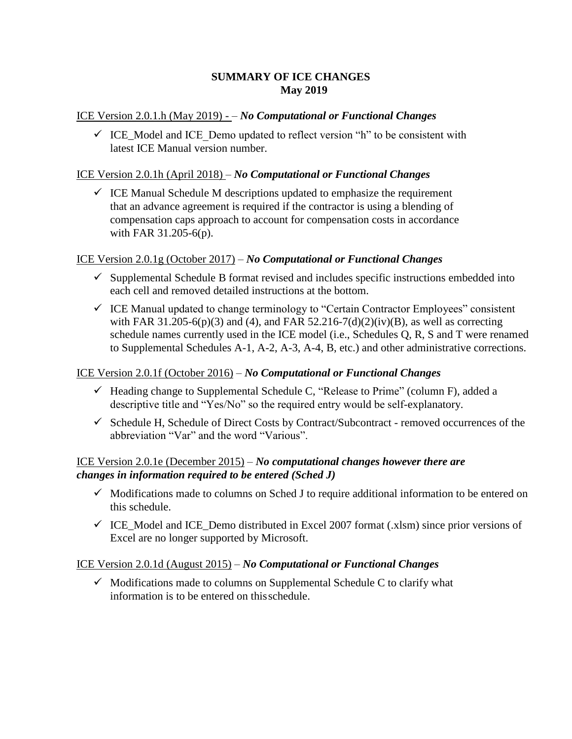# SUMMARY OF ICE CHANGES
## May 2019

<u>ICE Version 2.0.1.h (May 2019) -</u> – ***No Computational or Functional Changes***

- ✓ ICE_Model and ICE_Demo updated to reflect version "h" to be consistent with latest ICE Manual version number.

<u>ICE Version 2.0.1h (April 2018)</u> – ***No Computational or Functional Changes***

- ✓ ICE Manual Schedule M descriptions updated to emphasize the requirement that an advance agreement is required if the contractor is using a blending of compensation caps approach to account for compensation costs in accordance with FAR 31.205-6(p).

<u>ICE Version 2.0.1g (October 2017)</u> – ***No Computational or Functional Changes***

- ✓ Supplemental Schedule B format revised and includes specific instructions embedded into each cell and removed detailed instructions at the bottom.
- ✓ ICE Manual updated to change terminology to "Certain Contractor Employees" consistent with FAR 31.205-6(p)(3) and (4), and FAR 52.216-7(d)(2)(iv)(B), as well as correcting schedule names currently used in the ICE model (i.e., Schedules Q, R, S and T were renamed to Supplemental Schedules A-1, A-2, A-3, A-4, B, etc.) and other administrative corrections.

<u>ICE Version 2.0.1f (October 2016)</u> – ***No Computational or Functional Changes***

- ✓ Heading change to Supplemental Schedule C, "Release to Prime" (column F), added a descriptive title and "Yes/No" so the required entry would be self-explanatory.
- ✓ Schedule H, Schedule of Direct Costs by Contract/Subcontract - removed occurrences of the abbreviation "Var" and the word "Various".

<u>ICE Version 2.0.1e (December 2015)</u> – ***No computational changes however there are changes in information required to be entered (Sched J)***

- ✓ Modifications made to columns on Sched J to require additional information to be entered on this schedule.
- ✓ ICE_Model and ICE_Demo distributed in Excel 2007 format (.xlsm) since prior versions of Excel are no longer supported by Microsoft.

<u>ICE Version 2.0.1d (August 2015)</u> – ***No Computational or Functional Changes***

- ✓ Modifications made to columns on Supplemental Schedule C to clarify what information is to be entered on thisschedule.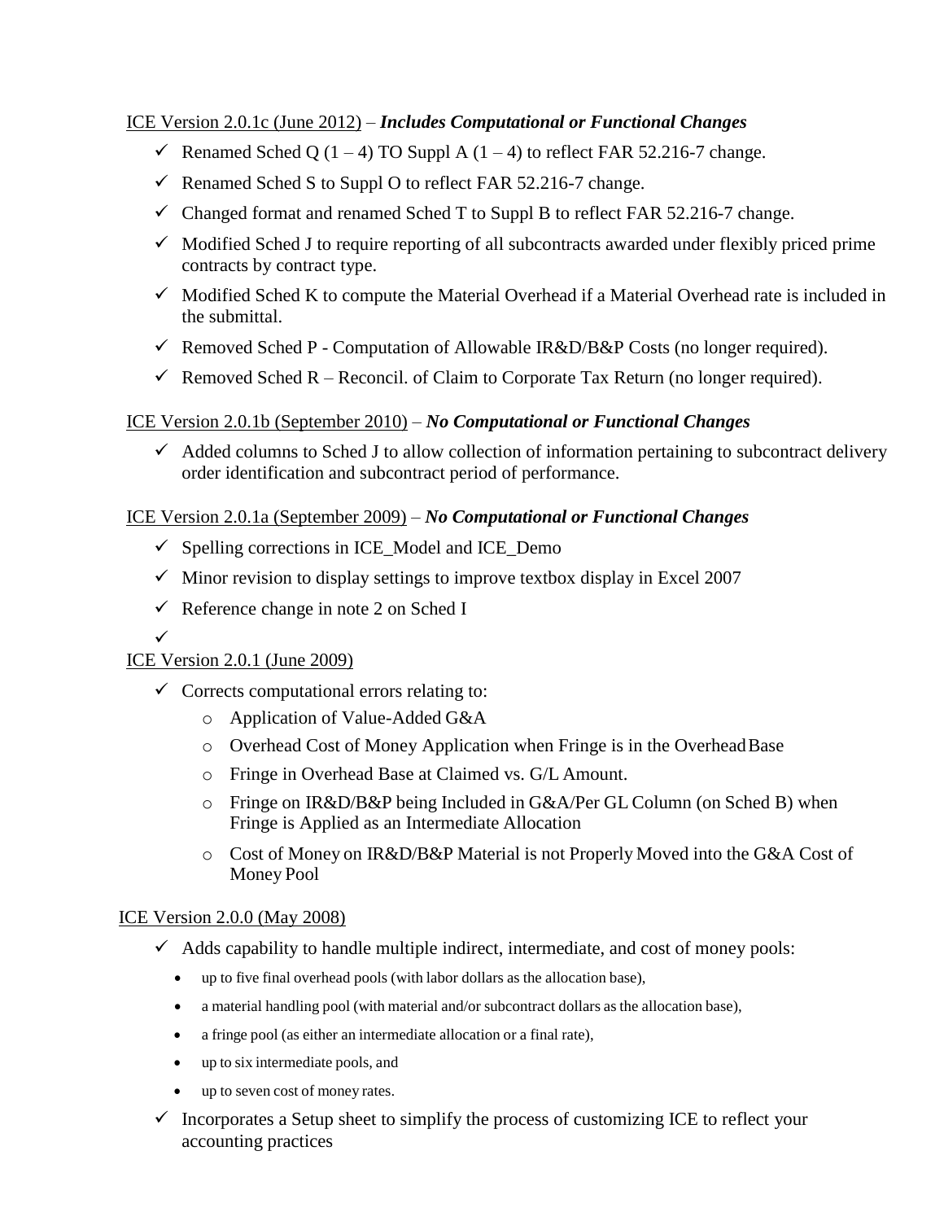ICE Version 2.0.1c (June 2012) – ***Includes Computational or Functional Changes***

- ✓ Renamed Sched Q (1 – 4) TO Suppl A (1 – 4) to reflect FAR 52.216-7 change.
- ✓ Renamed Sched S to Suppl O to reflect FAR 52.216-7 change.
- ✓ Changed format and renamed Sched T to Suppl B to reflect FAR 52.216-7 change.
- ✓ Modified Sched J to require reporting of all subcontracts awarded under flexibly priced prime contracts by contract type.
- ✓ Modified Sched K to compute the Material Overhead if a Material Overhead rate is included in the submittal.
- ✓ Removed Sched P - Computation of Allowable IR&D/B&P Costs (no longer required).
- ✓ Removed Sched R – Reconcil. of Claim to Corporate Tax Return (no longer required).

ICE Version 2.0.1b (September 2010) – ***No Computational or Functional Changes***

- ✓ Added columns to Sched J to allow collection of information pertaining to subcontract delivery order identification and subcontract period of performance.

ICE Version 2.0.1a (September 2009) – ***No Computational or Functional Changes***

- ✓ Spelling corrections in ICE_Model and ICE_Demo
- ✓ Minor revision to display settings to improve textbox display in Excel 2007
- ✓ Reference change in note 2 on Sched I
- ✓

ICE Version 2.0.1 (June 2009)

- ✓ Corrects computational errors relating to:
  - Application of Value-Added G&A
  - Overhead Cost of Money Application when Fringe is in the Overhead Base
  - Fringe in Overhead Base at Claimed vs. G/L Amount.
  - Fringe on IR&D/B&P being Included in G&A/Per GL Column (on Sched B) when Fringe is Applied as an Intermediate Allocation
  - Cost of Money on IR&D/B&P Material is not Properly Moved into the G&A Cost of Money Pool

ICE Version 2.0.0 (May 2008)

- ✓ Adds capability to handle multiple indirect, intermediate, and cost of money pools:
  - up to five final overhead pools (with labor dollars as the allocation base),
  - a material handling pool (with material and/or subcontract dollars as the allocation base),
  - a fringe pool (as either an intermediate allocation or a final rate),
  - up to six intermediate pools, and
  - up to seven cost of money rates.
- ✓ Incorporates a Setup sheet to simplify the process of customizing ICE to reflect your accounting practices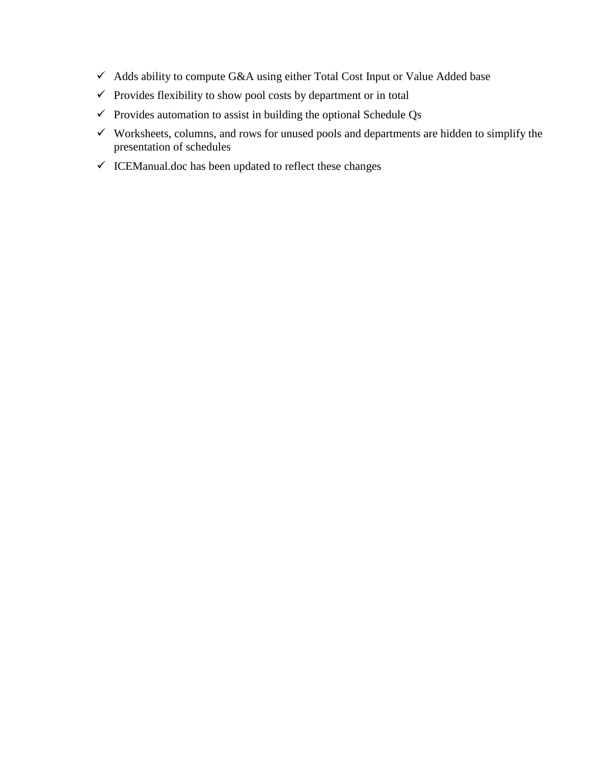- ✓ Adds ability to compute G&A using either Total Cost Input or Value Added base
- ✓ Provides flexibility to show pool costs by department or in total
- ✓ Provides automation to assist in building the optional Schedule Qs
- ✓ Worksheets, columns, and rows for unused pools and departments are hidden to simplify the presentation of schedules
- ✓ ICEManual.doc has been updated to reflect these changes